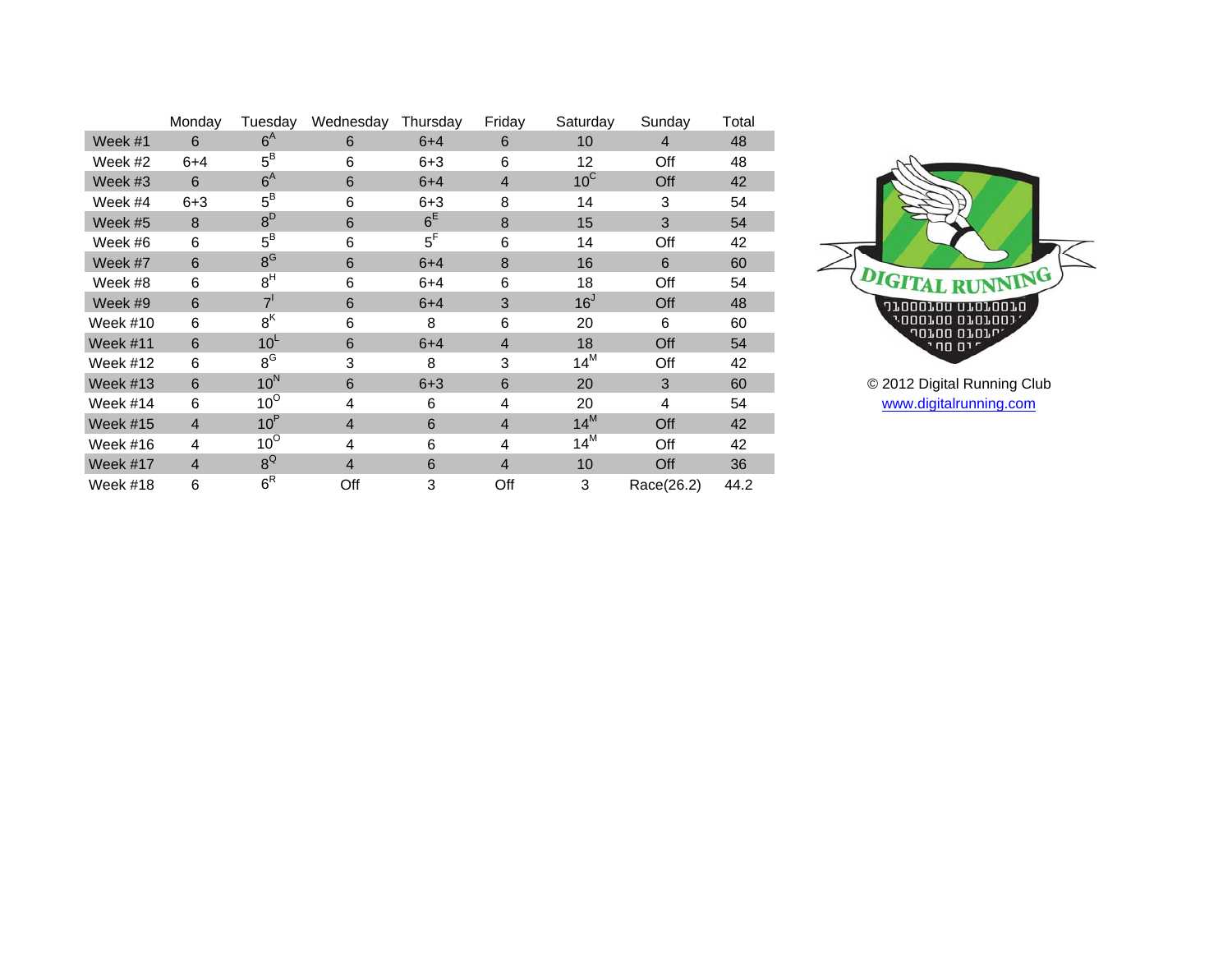| | Monday | Tuesday | Wednesday | Thursday | Friday | Saturday | Sunday | Total |
|---|---|---|---|---|---|---|---|---|
| Week #1 | 6 | 6[A] | 6 | 6+4 | 6 | 10 | 4 | 48 |
| Week #2 | 6+4 | 5[B] | 6 | 6+3 | 6 | 12 | Off | 48 |
| Week #3 | 6 | 6[A] | 6 | 6+4 | 4 | 10[C] | Off | 42 |
| Week #4 | 6+3 | 5[B] | 6 | 6+3 | 8 | 14 | 3 | 54 |
| Week #5 | 8 | 8[D] | 6 | 6[E] | 8 | 15 | 3 | 54 |
| Week #6 | 6 | 5[B] | 6 | 5[F] | 6 | 14 | Off | 42 |
| Week #7 | 6 | 8[G] | 6 | 6+4 | 8 | 16 | 6 | 60 |
| Week #8 | 6 | 8[H] | 6 | 6+4 | 6 | 18 | Off | 54 |
| Week #9 | 6 | 7[I] | 6 | 6+4 | 3 | 16[J] | Off | 48 |
| Week #10 | 6 | 8[K] | 6 | 8 | 6 | 20 | 6 | 60 |
| Week #11 | 6 | 10[L] | 6 | 6+4 | 4 | 18 | Off | 54 |
| Week #12 | 6 | 8[G] | 3 | 8 | 3 | 14[M] | Off | 42 |
| Week #13 | 6 | 10[N] | 6 | 6+3 | 6 | 20 | 3 | 60 |
| Week #14 | 6 | 10[O] | 4 | 6 | 4 | 20 | 4 | 54 |
| Week #15 | 4 | 10[P] | 4 | 6 | 4 | 14[M] | Off | 42 |
| Week #16 | 4 | 10[O] | 4 | 6 | 4 | 14[M] | Off | 42 |
| Week #17 | 4 | 8[Q] | 4 | 6 | 4 | 10 | Off | 36 |
| Week #18 | 6 | 6[R] | Off | 3 | Off | 3 | Race(26.2) | 44.2 |

DIGITAL RUNNING

© 2012 Digital Running Club
www.digitalrunning.com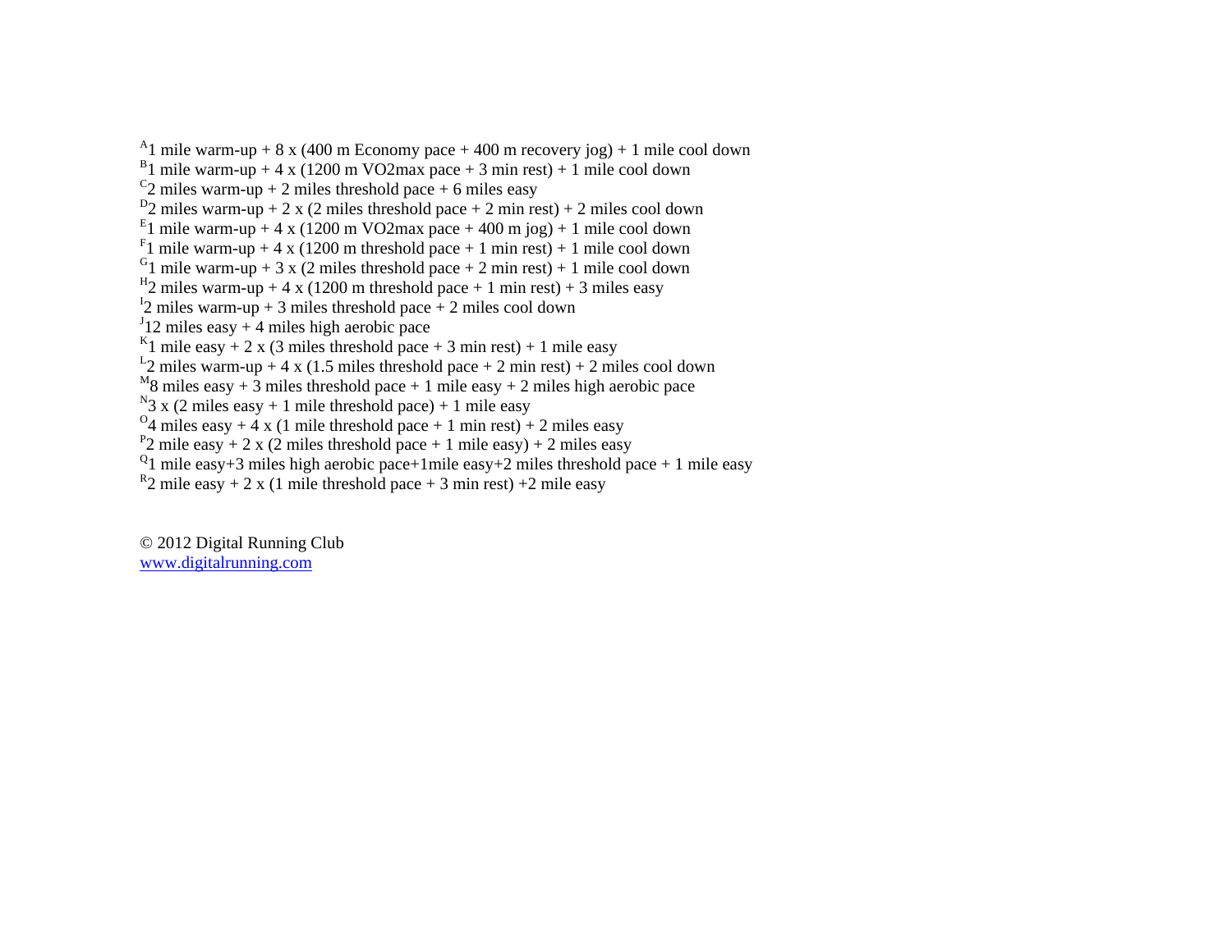[A]1 mile warm-up + 8 x (400 m Economy pace + 400 m recovery jog) + 1 mile cool down
[B]1 mile warm-up + 4 x (1200 m VO2max pace + 3 min rest) + 1 mile cool down
[C]2 miles warm-up + 2 miles threshold pace + 6 miles easy
[D]2 miles warm-up + 2 x (2 miles threshold pace + 2 min rest) + 2 miles cool down
[E]1 mile warm-up + 4 x (1200 m VO2max pace + 400 m jog) + 1 mile cool down
[F]1 mile warm-up + 4 x (1200 m threshold pace + 1 min rest) + 1 mile cool down
[G]1 mile warm-up + 3 x (2 miles threshold pace + 2 min rest) + 1 mile cool down
[H]2 miles warm-up + 4 x (1200 m threshold pace + 1 min rest) + 3 miles easy
[I]2 miles warm-up + 3 miles threshold pace + 2 miles cool down
[J]12 miles easy + 4 miles high aerobic pace
[K]1 mile easy + 2 x (3 miles threshold pace + 3 min rest) + 1 mile easy
[L]2 miles warm-up + 4 x (1.5 miles threshold pace + 2 min rest) + 2 miles cool down
[M]8 miles easy + 3 miles threshold pace + 1 mile easy + 2 miles high aerobic pace
[N]3 x (2 miles easy + 1 mile threshold pace) + 1 mile easy
[O]4 miles easy + 4 x (1 mile threshold pace + 1 min rest) + 2 miles easy
[P]2 mile easy + 2 x (2 miles threshold pace + 1 mile easy) + 2 miles easy
[Q]1 mile easy+3 miles high aerobic pace+1mile easy+2 miles threshold pace + 1 mile easy
[R]2 mile easy + 2 x (1 mile threshold pace + 3 min rest) +2 mile easy

© 2012 Digital Running Club
www.digitalrunning.com